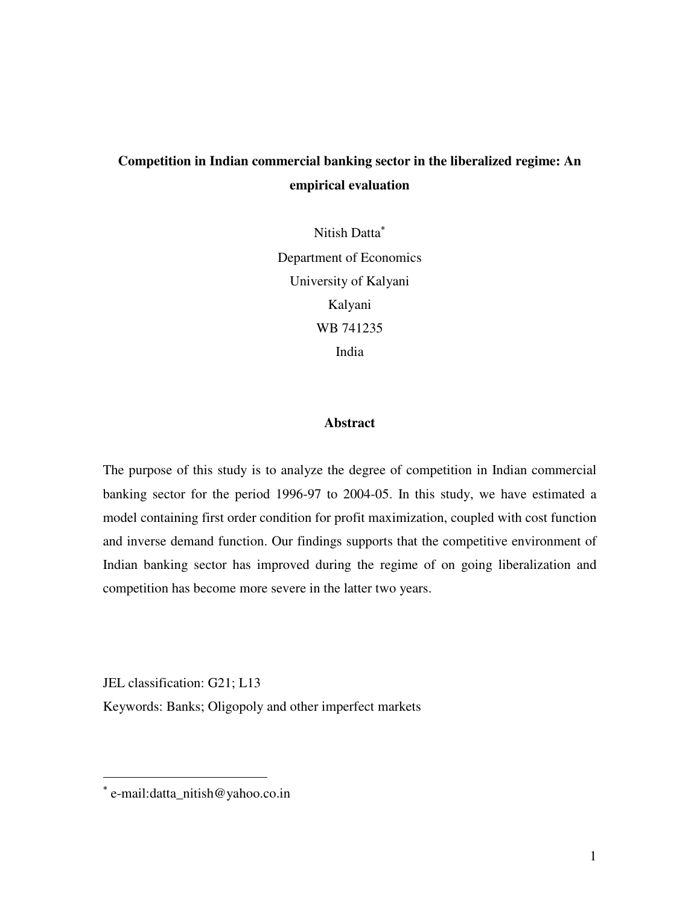# Competition in Indian commercial banking sector in the liberalized regime: An empirical evaluation

Nitish Datta[*]

Department of Economics

University of Kalyani

Kalyani

WB 741235

India

## Abstract

The purpose of this study is to analyze the degree of competition in Indian commercial banking sector for the period 1996-97 to 2004-05. In this study, we have estimated a model containing first order condition for profit maximization, coupled with cost function and inverse demand function. Our findings supports that the competitive environment of Indian banking sector has improved during the regime of on going liberalization and competition has become more severe in the latter two years.

JEL classification: G21; L13

Keywords: Banks; Oligopoly and other imperfect markets

---

[*] e-mail:datta_nitish@yahoo.co.in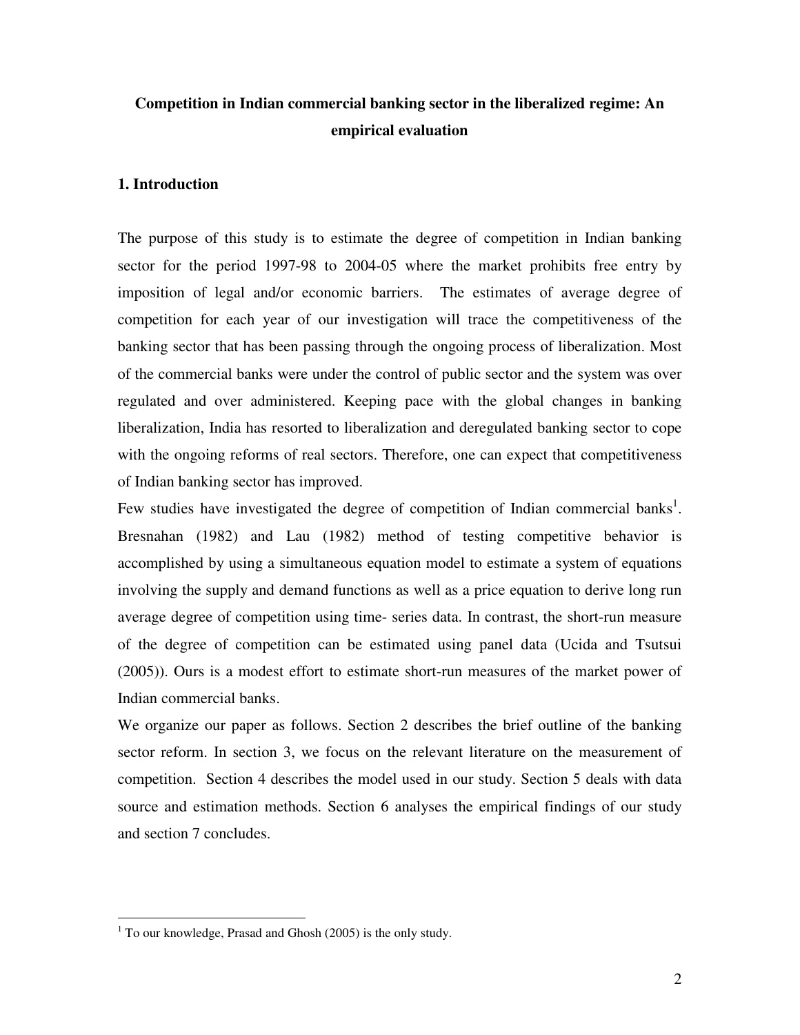# Competition in Indian commercial banking sector in the liberalized regime: An empirical evaluation

## 1. Introduction

The purpose of this study is to estimate the degree of competition in Indian banking sector for the period 1997-98 to 2004-05 where the market prohibits free entry by imposition of legal and/or economic barriers. The estimates of average degree of competition for each year of our investigation will trace the competitiveness of the banking sector that has been passing through the ongoing process of liberalization. Most of the commercial banks were under the control of public sector and the system was over regulated and over administered. Keeping pace with the global changes in banking liberalization, India has resorted to liberalization and deregulated banking sector to cope with the ongoing reforms of real sectors. Therefore, one can expect that competitiveness of Indian banking sector has improved.

Few studies have investigated the degree of competition of Indian commercial banks[1]. Bresnahan (1982) and Lau (1982) method of testing competitive behavior is accomplished by using a simultaneous equation model to estimate a system of equations involving the supply and demand functions as well as a price equation to derive long run average degree of competition using time- series data. In contrast, the short-run measure of the degree of competition can be estimated using panel data (Ucida and Tsutsui (2005)). Ours is a modest effort to estimate short-run measures of the market power of Indian commercial banks.

We organize our paper as follows. Section 2 describes the brief outline of the banking sector reform. In section 3, we focus on the relevant literature on the measurement of competition. Section 4 describes the model used in our study. Section 5 deals with data source and estimation methods. Section 6 analyses the empirical findings of our study and section 7 concludes.

[1] To our knowledge, Prasad and Ghosh (2005) is the only study.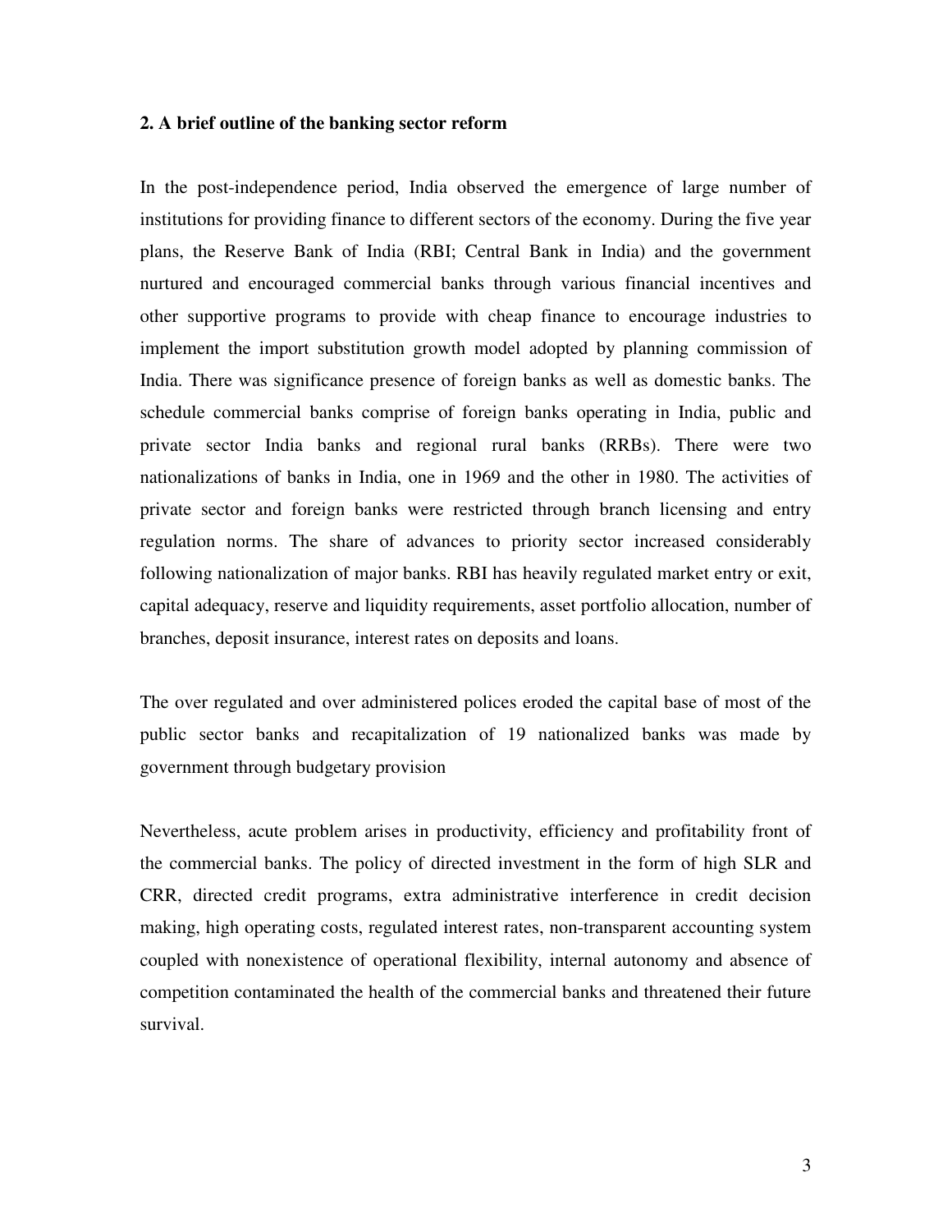## 2. A brief outline of the banking sector reform

In the post-independence period, India observed the emergence of large number of institutions for providing finance to different sectors of the economy. During the five year plans, the Reserve Bank of India (RBI; Central Bank in India) and the government nurtured and encouraged commercial banks through various financial incentives and other supportive programs to provide with cheap finance to encourage industries to implement the import substitution growth model adopted by planning commission of India. There was significance presence of foreign banks as well as domestic banks. The schedule commercial banks comprise of foreign banks operating in India, public and private sector India banks and regional rural banks (RRBs). There were two nationalizations of banks in India, one in 1969 and the other in 1980. The activities of private sector and foreign banks were restricted through branch licensing and entry regulation norms. The share of advances to priority sector increased considerably following nationalization of major banks. RBI has heavily regulated market entry or exit, capital adequacy, reserve and liquidity requirements, asset portfolio allocation, number of branches, deposit insurance, interest rates on deposits and loans.

The over regulated and over administered polices eroded the capital base of most of the public sector banks and recapitalization of 19 nationalized banks was made by government through budgetary provision

Nevertheless, acute problem arises in productivity, efficiency and profitability front of the commercial banks. The policy of directed investment in the form of high SLR and CRR, directed credit programs, extra administrative interference in credit decision making, high operating costs, regulated interest rates, non-transparent accounting system coupled with nonexistence of operational flexibility, internal autonomy and absence of competition contaminated the health of the commercial banks and threatened their future survival.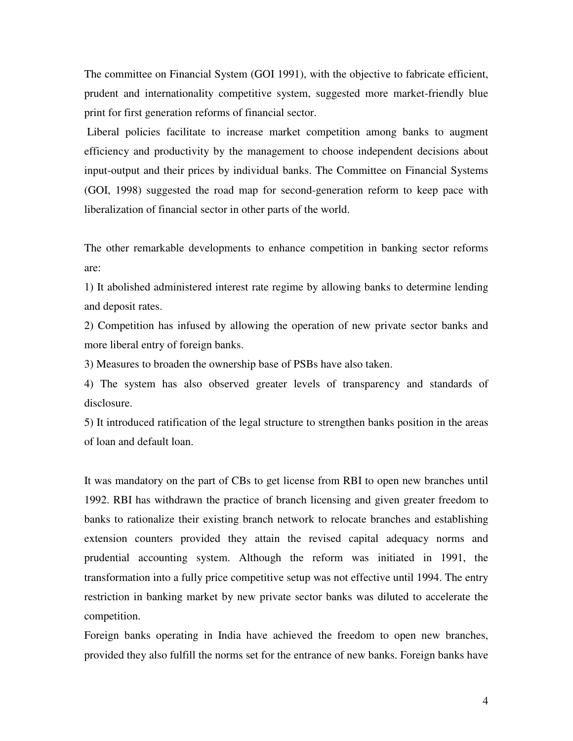The committee on Financial System (GOI 1991), with the objective to fabricate efficient, prudent and internationality competitive system, suggested more market-friendly blue print for first generation reforms of financial sector.

Liberal policies facilitate to increase market competition among banks to augment efficiency and productivity by the management to choose independent decisions about input-output and their prices by individual banks. The Committee on Financial Systems (GOI, 1998) suggested the road map for second-generation reform to keep pace with liberalization of financial sector in other parts of the world.

The other remarkable developments to enhance competition in banking sector reforms are:

1) It abolished administered interest rate regime by allowing banks to determine lending and deposit rates.

2) Competition has infused by allowing the operation of new private sector banks and more liberal entry of foreign banks.

3) Measures to broaden the ownership base of PSBs have also taken.

4) The system has also observed greater levels of transparency and standards of disclosure.

5) It introduced ratification of the legal structure to strengthen banks position in the areas of loan and default loan.

It was mandatory on the part of CBs to get license from RBI to open new branches until 1992. RBI has withdrawn the practice of branch licensing and given greater freedom to banks to rationalize their existing branch network to relocate branches and establishing extension counters provided they attain the revised capital adequacy norms and prudential accounting system. Although the reform was initiated in 1991, the transformation into a fully price competitive setup was not effective until 1994. The entry restriction in banking market by new private sector banks was diluted to accelerate the competition.

Foreign banks operating in India have achieved the freedom to open new branches, provided they also fulfill the norms set for the entrance of new banks. Foreign banks have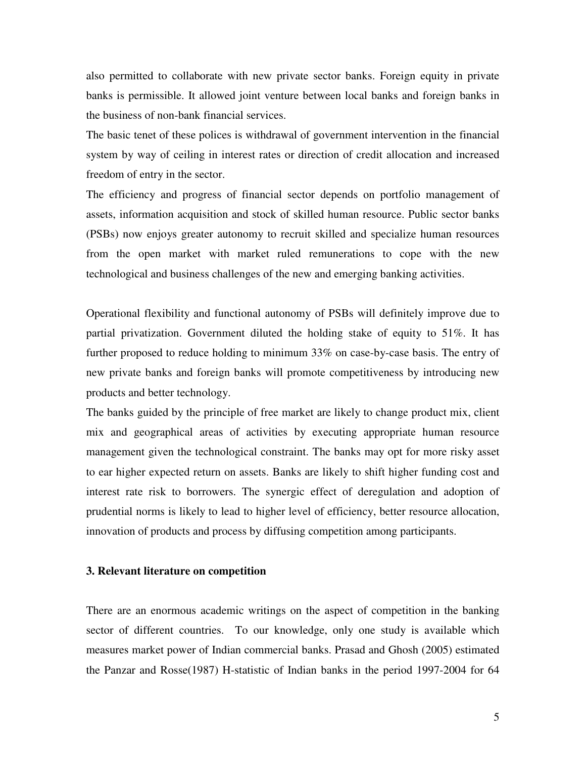also permitted to collaborate with new private sector banks. Foreign equity in private banks is permissible. It allowed joint venture between local banks and foreign banks in the business of non-bank financial services.

The basic tenet of these polices is withdrawal of government intervention in the financial system by way of ceiling in interest rates or direction of credit allocation and increased freedom of entry in the sector.

The efficiency and progress of financial sector depends on portfolio management of assets, information acquisition and stock of skilled human resource. Public sector banks (PSBs) now enjoys greater autonomy to recruit skilled and specialize human resources from the open market with market ruled remunerations to cope with the new technological and business challenges of the new and emerging banking activities.

Operational flexibility and functional autonomy of PSBs will definitely improve due to partial privatization. Government diluted the holding stake of equity to 51%. It has further proposed to reduce holding to minimum 33% on case-by-case basis. The entry of new private banks and foreign banks will promote competitiveness by introducing new products and better technology.

The banks guided by the principle of free market are likely to change product mix, client mix and geographical areas of activities by executing appropriate human resource management given the technological constraint. The banks may opt for more risky asset to ear higher expected return on assets. Banks are likely to shift higher funding cost and interest rate risk to borrowers. The synergic effect of deregulation and adoption of prudential norms is likely to lead to higher level of efficiency, better resource allocation, innovation of products and process by diffusing competition among participants.

### 3. Relevant literature on competition

There are an enormous academic writings on the aspect of competition in the banking sector of different countries. To our knowledge, only one study is available which measures market power of Indian commercial banks. Prasad and Ghosh (2005) estimated the Panzar and Rosse(1987) H-statistic of Indian banks in the period 1997-2004 for 64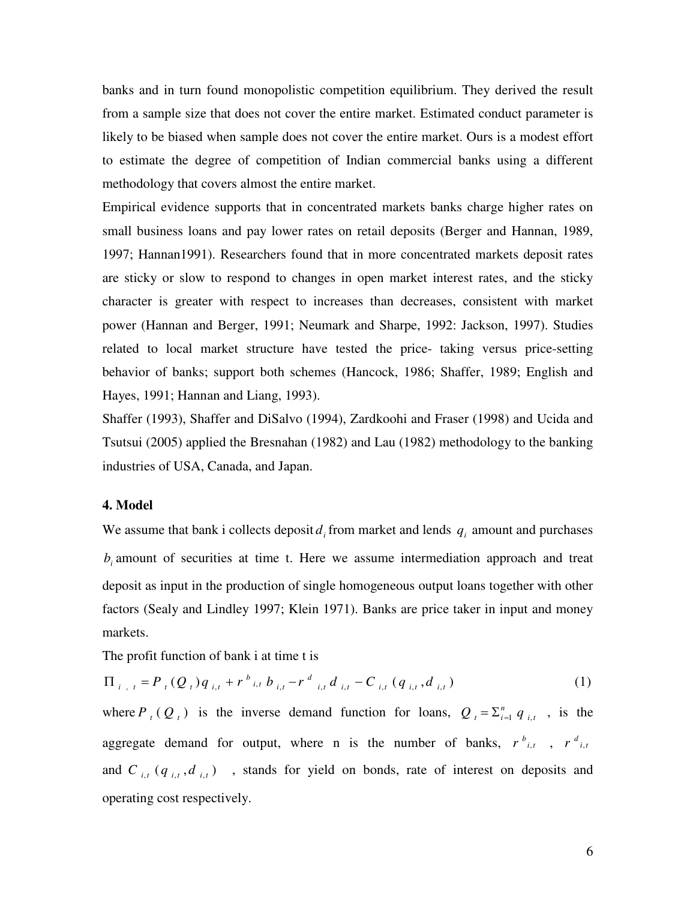banks and in turn found monopolistic competition equilibrium. They derived the result from a sample size that does not cover the entire market. Estimated conduct parameter is likely to be biased when sample does not cover the entire market. Ours is a modest effort to estimate the degree of competition of Indian commercial banks using a different methodology that covers almost the entire market.

Empirical evidence supports that in concentrated markets banks charge higher rates on small business loans and pay lower rates on retail deposits (Berger and Hannan, 1989, 1997; Hannan1991). Researchers found that in more concentrated markets deposit rates are sticky or slow to respond to changes in open market interest rates, and the sticky character is greater with respect to increases than decreases, consistent with market power (Hannan and Berger, 1991; Neumark and Sharpe, 1992: Jackson, 1997). Studies related to local market structure have tested the price- taking versus price-setting behavior of banks; support both schemes (Hancock, 1986; Shaffer, 1989; English and Hayes, 1991; Hannan and Liang, 1993).

Shaffer (1993), Shaffer and DiSalvo (1994), Zardkoohi and Fraser (1998) and Ucida and Tsutsui (2005) applied the Bresnahan (1982) and Lau (1982) methodology to the banking industries of USA, Canada, and Japan.

## 4. Model

We assume that bank i collects deposit $d_i$ from market and lends $q_i$ amount and purchases $b_i$ amount of securities at time t. Here we assume intermediation approach and treat deposit as input in the production of single homogeneous output loans together with other factors (Sealy and Lindley 1997; Klein 1971). Banks are price taker in input and money markets.

The profit function of bank i at time t is

$$\Pi_{i,t} = P_t(Q_t)q_{i,t} + r^b{}_{i,t}\, b_{i,t} - r^d{}_{i,t}\, d_{i,t} - C_{i,t}(q_{i,t}, d_{i,t}) \tag{1}$$

where $P_t(Q_t)$ is the inverse demand function for loans, $Q_t = \Sigma_{i=1}^{n} q_{i,t}$ , is the aggregate demand for output, where n is the number of banks, $r^b{}_{i,t}$ , $r^d{}_{i,t}$ and $C_{i,t}(q_{i,t}, d_{i,t})$ , stands for yield on bonds, rate of interest on deposits and operating cost respectively.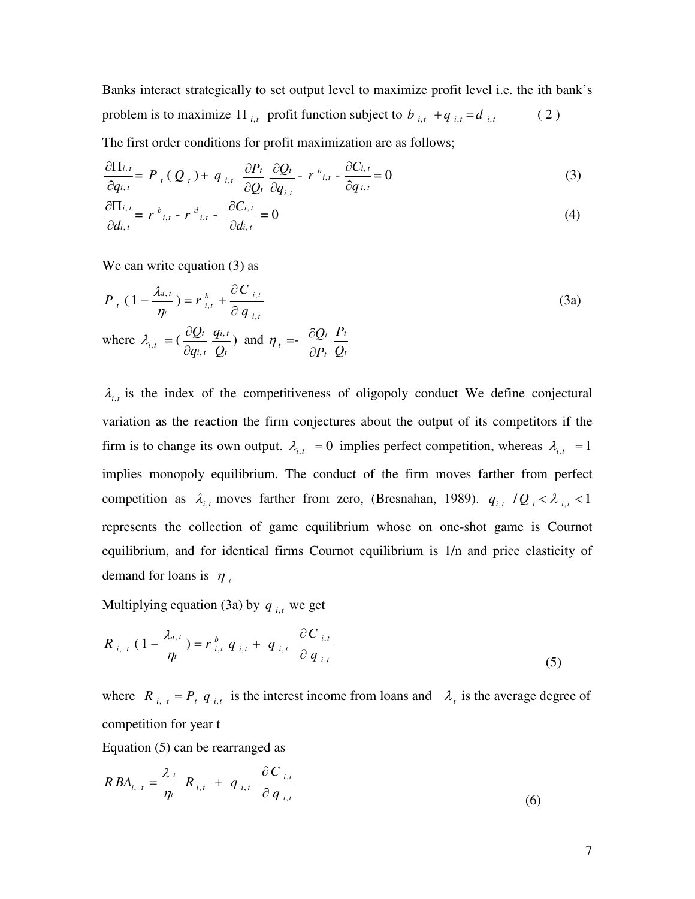Banks interact strategically to set output level to maximize profit level i.e. the ith bank's problem is to maximize $\Pi_{i,t}$ profit function subject to $b_{i,t} + q_{i,t} = d_{i,t}$ (2)

The first order conditions for profit maximization are as follows;

$$\frac{\partial \Pi_{i,t}}{\partial q_{i,t}} = P_t(Q_t) + q_{i,t} \frac{\partial P_t}{\partial Q_t} \frac{\partial Q_t}{\partial q_{i,t}} - r^b_{i,t} - \frac{\partial C_{i,t}}{\partial q_{i,t}} = 0 \tag{3}$$

$$\frac{\partial \Pi_{i,t}}{\partial d_{i,t}} = r^b_{i,t} - r^d_{i,t} - \frac{\partial C_{i,t}}{\partial d_{i,t}} = 0 \tag{4}$$

We can write equation (3) as

$$P_t \left(1 - \frac{\lambda_{i,t}}{\eta_t}\right) = r^b_{i,t} + \frac{\partial C_{i,t}}{\partial q_{i,t}} \tag{3a}$$

where $\lambda_{i,t} = \left(\frac{\partial Q_t}{\partial q_{i,t}} \frac{q_{i,t}}{Q_t}\right)$ and $\eta_t = -\frac{\partial Q_t}{\partial P_t} \frac{P_t}{Q_t}$

$\lambda_{i,t}$ is the index of the competitiveness of oligopoly conduct We define conjectural variation as the reaction the firm conjectures about the output of its competitors if the firm is to change its own output. $\lambda_{i,t} = 0$ implies perfect competition, whereas $\lambda_{i,t} = 1$ implies monopoly equilibrium. The conduct of the firm moves farther from perfect competition as $\lambda_{i,t}$ moves farther from zero, (Bresnahan, 1989). $q_{i,t} / Q_t < \lambda_{i,t} < 1$ represents the collection of game equilibrium whose on one-shot game is Cournot equilibrium, and for identical firms Cournot equilibrium is 1/n and price elasticity of demand for loans is $\eta_t$

Multiplying equation (3a) by $q_{i,t}$ we get

$$R_{i,t} \left(1 - \frac{\lambda_{i,t}}{\eta_t}\right) = r^b_{i,t} q_{i,t} + q_{i,t} \frac{\partial C_{i,t}}{\partial q_{i,t}} \tag{5}$$

where $R_{i,t} = P_t q_{i,t}$ is the interest income from loans and $\lambda_t$ is the average degree of competition for year t

Equation (5) can be rearranged as

$$RBA_{i,t} = \frac{\lambda_t}{\eta_t} R_{i,t} + q_{i,t} \frac{\partial C_{i,t}}{\partial q_{i,t}} \tag{6}$$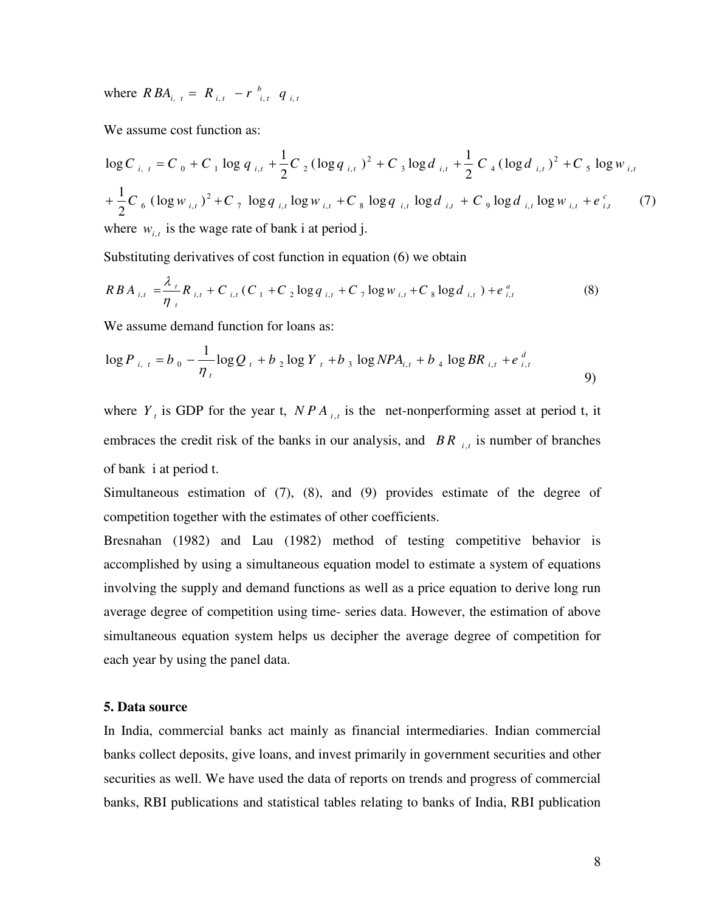where $RBA_{i,t} = R_{i,t} - r^{b}_{i,t}\ q_{i,t}$

We assume cost function as:

$$\log C_{i,t} = C_0 + C_1 \log q_{i,t} + \frac{1}{2} C_2 (\log q_{i,t})^2 + C_3 \log d_{i,t} + \frac{1}{2} C_4 (\log d_{i,t})^2 + C_5 \log w_{i,t}$$
$$+ \frac{1}{2} C_6 (\log w_{i,t})^2 + C_7 \log q_{i,t} \log w_{i,t} + C_8 \log q_{i,t} \log d_{i,t} + C_9 \log d_{i,t} \log w_{i,t} + e^{c}_{i,t} \qquad (7)$$

where $w_{i,t}$ is the wage rate of bank i at period j.

Substituting derivatives of cost function in equation (6) we obtain

$$RBA_{i,t} = \frac{\lambda_t}{\eta_t} R_{i,t} + C_{i,t} (C_1 + C_2 \log q_{i,t} + C_7 \log w_{i,t} + C_8 \log d_{i,t}) + e^{a}_{i,t} \qquad (8)$$

We assume demand function for loans as:

$$\log P_{i,t} = b_0 - \frac{1}{\eta_t} \log Q_t + b_2 \log Y_t + b_3 \log NPA_{i,t} + b_4 \log BR_{i,t} + e^{d}_{i,t} \qquad 9)$$

where $Y_t$ is GDP for the year t, $NPA_{i,t}$ is the net-nonperforming asset at period t, it embraces the credit risk of the banks in our analysis, and $BR_{i,t}$ is number of branches of bank i at period t.

Simultaneous estimation of (7), (8), and (9) provides estimate of the degree of competition together with the estimates of other coefficients.

Bresnahan (1982) and Lau (1982) method of testing competitive behavior is accomplished by using a simultaneous equation model to estimate a system of equations involving the supply and demand functions as well as a price equation to derive long run average degree of competition using time- series data. However, the estimation of above simultaneous equation system helps us decipher the average degree of competition for each year by using the panel data.

**5. Data source**

In India, commercial banks act mainly as financial intermediaries. Indian commercial banks collect deposits, give loans, and invest primarily in government securities and other securities as well. We have used the data of reports on trends and progress of commercial banks, RBI publications and statistical tables relating to banks of India, RBI publication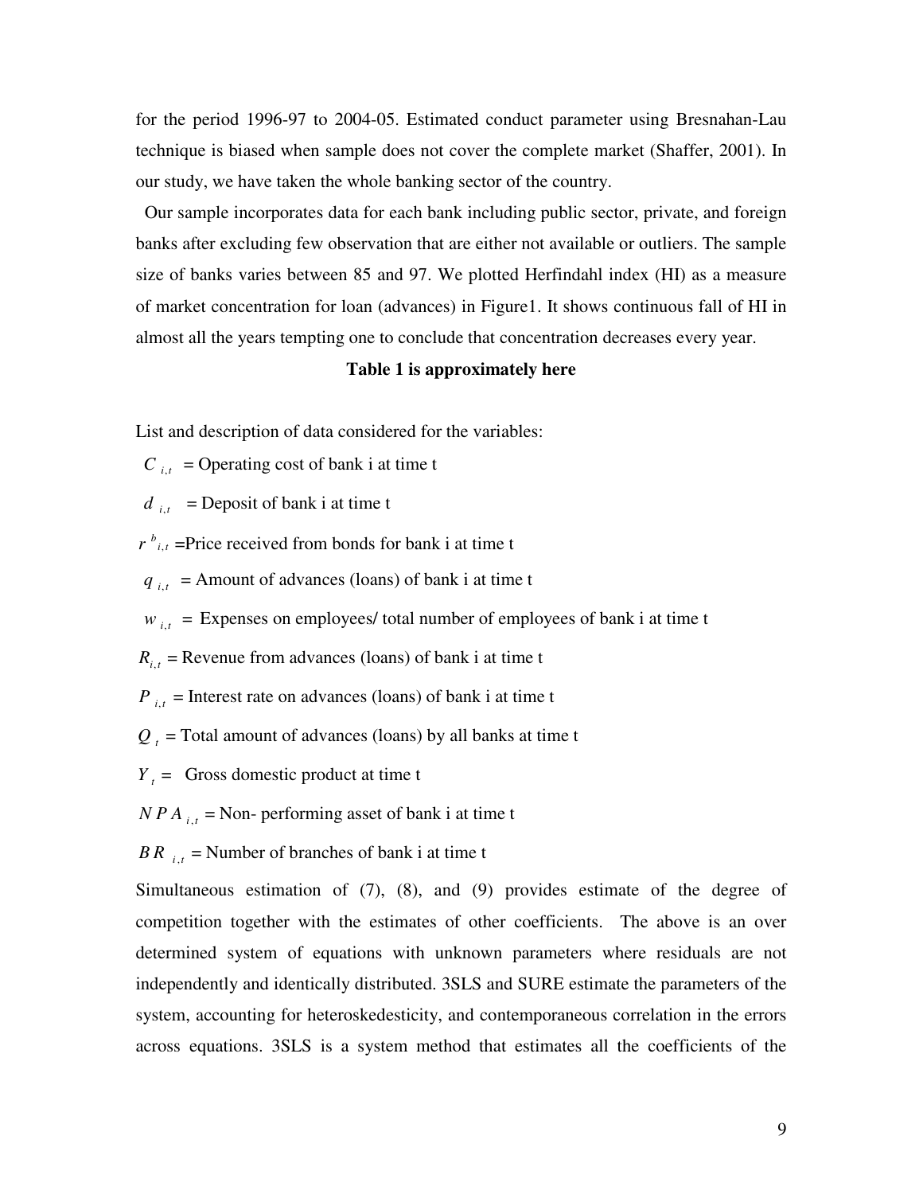for the period 1996-97 to 2004-05. Estimated conduct parameter using Bresnahan-Lau technique is biased when sample does not cover the complete market (Shaffer, 2001). In our study, we have taken the whole banking sector of the country.

Our sample incorporates data for each bank including public sector, private, and foreign banks after excluding few observation that are either not available or outliers. The sample size of banks varies between 85 and 97. We plotted Herfindahl index (HI) as a measure of market concentration for loan (advances) in Figure1. It shows continuous fall of HI in almost all the years tempting one to conclude that concentration decreases every year.

**Table 1 is approximately here**

List and description of data considered for the variables:

$C_{i,t}$ = Operating cost of bank i at time t

$d_{i,t}$ = Deposit of bank i at time t

$r^{b}_{i,t}$ =Price received from bonds for bank i at time t

$q_{i,t}$ = Amount of advances (loans) of bank i at time t

$w_{i,t}$ = Expenses on employees/ total number of employees of bank i at time t

$R_{i,t}$ = Revenue from advances (loans) of bank i at time t

$P_{i,t}$ = Interest rate on advances (loans) of bank i at time t

$Q_{t}$ = Total amount of advances (loans) by all banks at time t

$Y_{t}$ = Gross domestic product at time t

$NPA_{i,t}$ = Non- performing asset of bank i at time t

$BR_{i,t}$ = Number of branches of bank i at time t

Simultaneous estimation of (7), (8), and (9) provides estimate of the degree of competition together with the estimates of other coefficients. The above is an over determined system of equations with unknown parameters where residuals are not independently and identically distributed. 3SLS and SURE estimate the parameters of the system, accounting for heteroskedesticity, and contemporaneous correlation in the errors across equations. 3SLS is a system method that estimates all the coefficients of the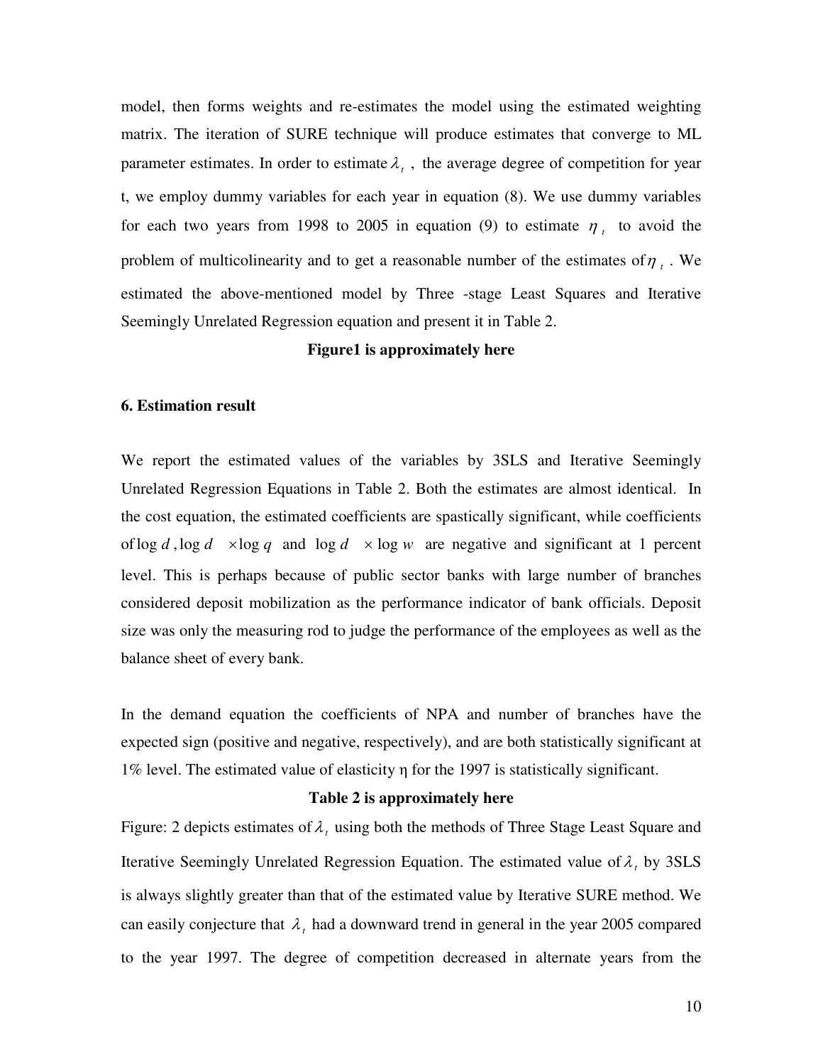model, then forms weights and re-estimates the model using the estimated weighting matrix. The iteration of SURE technique will produce estimates that converge to ML parameter estimates. In order to estimate $\lambda_t$ , the average degree of competition for year t, we employ dummy variables for each year in equation (8). We use dummy variables for each two years from 1998 to 2005 in equation (9) to estimate $\eta_t$ to avoid the problem of multicolinearity and to get a reasonable number of the estimates of $\eta_t$ . We estimated the above-mentioned model by Three -stage Least Squares and Iterative Seemingly Unrelated Regression equation and present it in Table 2.

**Figure1 is approximately here**

### 6. Estimation result

We report the estimated values of the variables by 3SLS and Iterative Seemingly Unrelated Regression Equations in Table 2. Both the estimates are almost identical. In the cost equation, the estimated coefficients are spastically significant, while coefficients of $\log d$ , $\log d \times \log q$ and $\log d \times \log w$ are negative and significant at 1 percent level. This is perhaps because of public sector banks with large number of branches considered deposit mobilization as the performance indicator of bank officials. Deposit size was only the measuring rod to judge the performance of the employees as well as the balance sheet of every bank.

In the demand equation the coefficients of NPA and number of branches have the expected sign (positive and negative, respectively), and are both statistically significant at 1% level. The estimated value of elasticity η for the 1997 is statistically significant.

**Table 2 is approximately here**

Figure: 2 depicts estimates of $\lambda_t$ using both the methods of Three Stage Least Square and Iterative Seemingly Unrelated Regression Equation. The estimated value of $\lambda_t$ by 3SLS is always slightly greater than that of the estimated value by Iterative SURE method. We can easily conjecture that $\lambda_t$ had a downward trend in general in the year 2005 compared to the year 1997. The degree of competition decreased in alternate years from the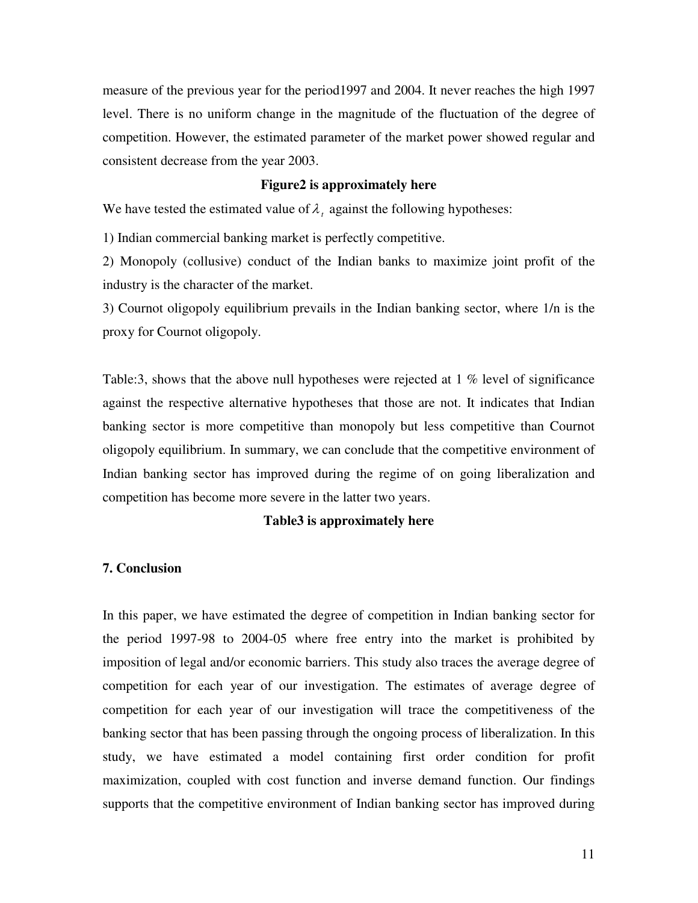measure of the previous year for the period1997 and 2004. It never reaches the high 1997 level. There is no uniform change in the magnitude of the fluctuation of the degree of competition. However, the estimated parameter of the market power showed regular and consistent decrease from the year 2003.

**Figure2 is approximately here**

We have tested the estimated value of $\lambda_t$ against the following hypotheses:

1) Indian commercial banking market is perfectly competitive.

2) Monopoly (collusive) conduct of the Indian banks to maximize joint profit of the industry is the character of the market.

3) Cournot oligopoly equilibrium prevails in the Indian banking sector, where 1/n is the proxy for Cournot oligopoly.

Table:3, shows that the above null hypotheses were rejected at 1 % level of significance against the respective alternative hypotheses that those are not. It indicates that Indian banking sector is more competitive than monopoly but less competitive than Cournot oligopoly equilibrium. In summary, we can conclude that the competitive environment of Indian banking sector has improved during the regime of on going liberalization and competition has become more severe in the latter two years.

**Table3 is approximately here**

### 7. Conclusion

In this paper, we have estimated the degree of competition in Indian banking sector for the period 1997-98 to 2004-05 where free entry into the market is prohibited by imposition of legal and/or economic barriers. This study also traces the average degree of competition for each year of our investigation. The estimates of average degree of competition for each year of our investigation will trace the competitiveness of the banking sector that has been passing through the ongoing process of liberalization. In this study, we have estimated a model containing first order condition for profit maximization, coupled with cost function and inverse demand function. Our findings supports that the competitive environment of Indian banking sector has improved during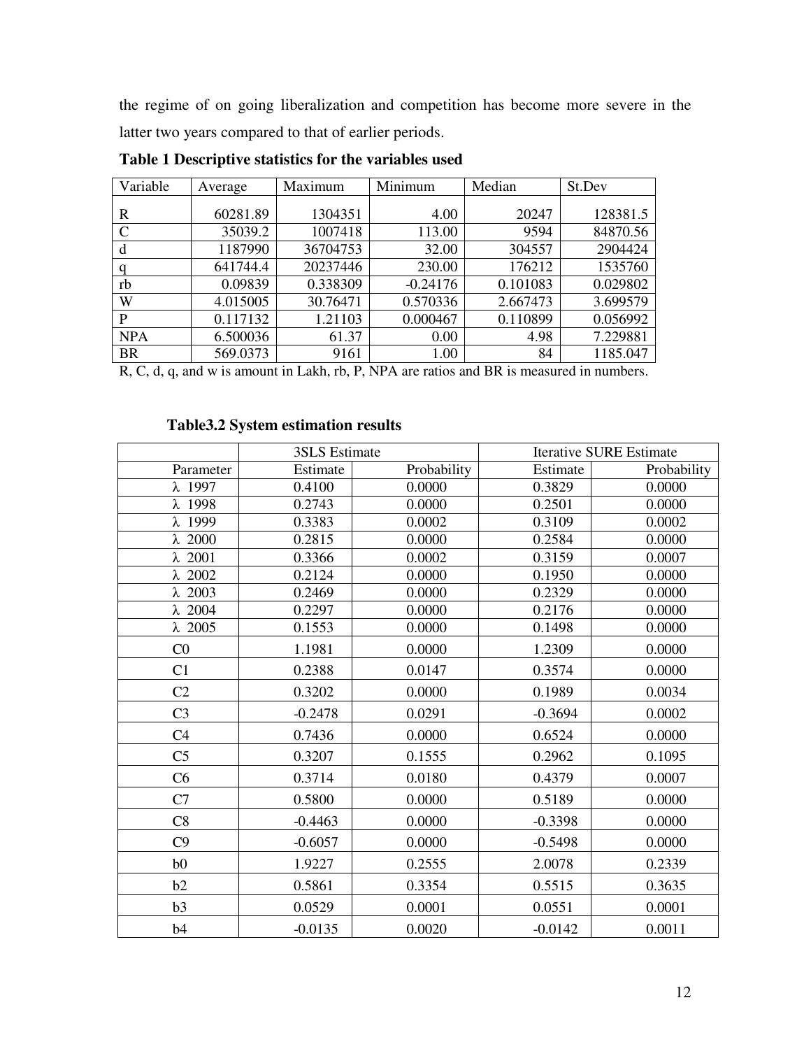the regime of on going liberalization and competition has become more severe in the latter two years compared to that of earlier periods.

**Table 1 Descriptive statistics for the variables used**

| Variable | Average | Maximum | Minimum | Median | St.Dev |
|---|---|---|---|---|---|
| R | 60281.89 | 1304351 | 4.00 | 20247 | 128381.5 |
| C | 35039.2 | 1007418 | 113.00 | 9594 | 84870.56 |
| d | 1187990 | 36704753 | 32.00 | 304557 | 2904424 |
| q | 641744.4 | 20237446 | 230.00 | 176212 | 1535760 |
| rb | 0.09839 | 0.338309 | -0.24176 | 0.101083 | 0.029802 |
| W | 4.015005 | 30.76471 | 0.570336 | 2.667473 | 3.699579 |
| P | 0.117132 | 1.21103 | 0.000467 | 0.110899 | 0.056992 |
| NPA | 6.500036 | 61.37 | 0.00 | 4.98 | 7.229881 |
| BR | 569.0373 | 9161 | 1.00 | 84 | 1185.047 |

R, C, d, q, and w is amount in Lakh, rb, P, NPA are ratios and BR is measured in numbers.

**Table3.2 System estimation results**

| | 3SLS Estimate | | Iterative SURE Estimate | |
|---|---|---|---|---|
| Parameter | Estimate | Probability | Estimate | Probability |
| $\lambda$ 1997 | 0.4100 | 0.0000 | 0.3829 | 0.0000 |
| $\lambda$ 1998 | 0.2743 | 0.0000 | 0.2501 | 0.0000 |
| $\lambda$ 1999 | 0.3383 | 0.0002 | 0.3109 | 0.0002 |
| $\lambda$ 2000 | 0.2815 | 0.0000 | 0.2584 | 0.0000 |
| $\lambda$ 2001 | 0.3366 | 0.0002 | 0.3159 | 0.0007 |
| $\lambda$ 2002 | 0.2124 | 0.0000 | 0.1950 | 0.0000 |
| $\lambda$ 2003 | 0.2469 | 0.0000 | 0.2329 | 0.0000 |
| $\lambda$ 2004 | 0.2297 | 0.0000 | 0.2176 | 0.0000 |
| $\lambda$ 2005 | 0.1553 | 0.0000 | 0.1498 | 0.0000 |
| C0 | 1.1981 | 0.0000 | 1.2309 | 0.0000 |
| C1 | 0.2388 | 0.0147 | 0.3574 | 0.0000 |
| C2 | 0.3202 | 0.0000 | 0.1989 | 0.0034 |
| C3 | -0.2478 | 0.0291 | -0.3694 | 0.0002 |
| C4 | 0.7436 | 0.0000 | 0.6524 | 0.0000 |
| C5 | 0.3207 | 0.1555 | 0.2962 | 0.1095 |
| C6 | 0.3714 | 0.0180 | 0.4379 | 0.0007 |
| C7 | 0.5800 | 0.0000 | 0.5189 | 0.0000 |
| C8 | -0.4463 | 0.0000 | -0.3398 | 0.0000 |
| C9 | -0.6057 | 0.0000 | -0.5498 | 0.0000 |
| b0 | 1.9227 | 0.2555 | 2.0078 | 0.2339 |
| b2 | 0.5861 | 0.3354 | 0.5515 | 0.3635 |
| b3 | 0.0529 | 0.0001 | 0.0551 | 0.0001 |
| b4 | -0.0135 | 0.0020 | -0.0142 | 0.0011 |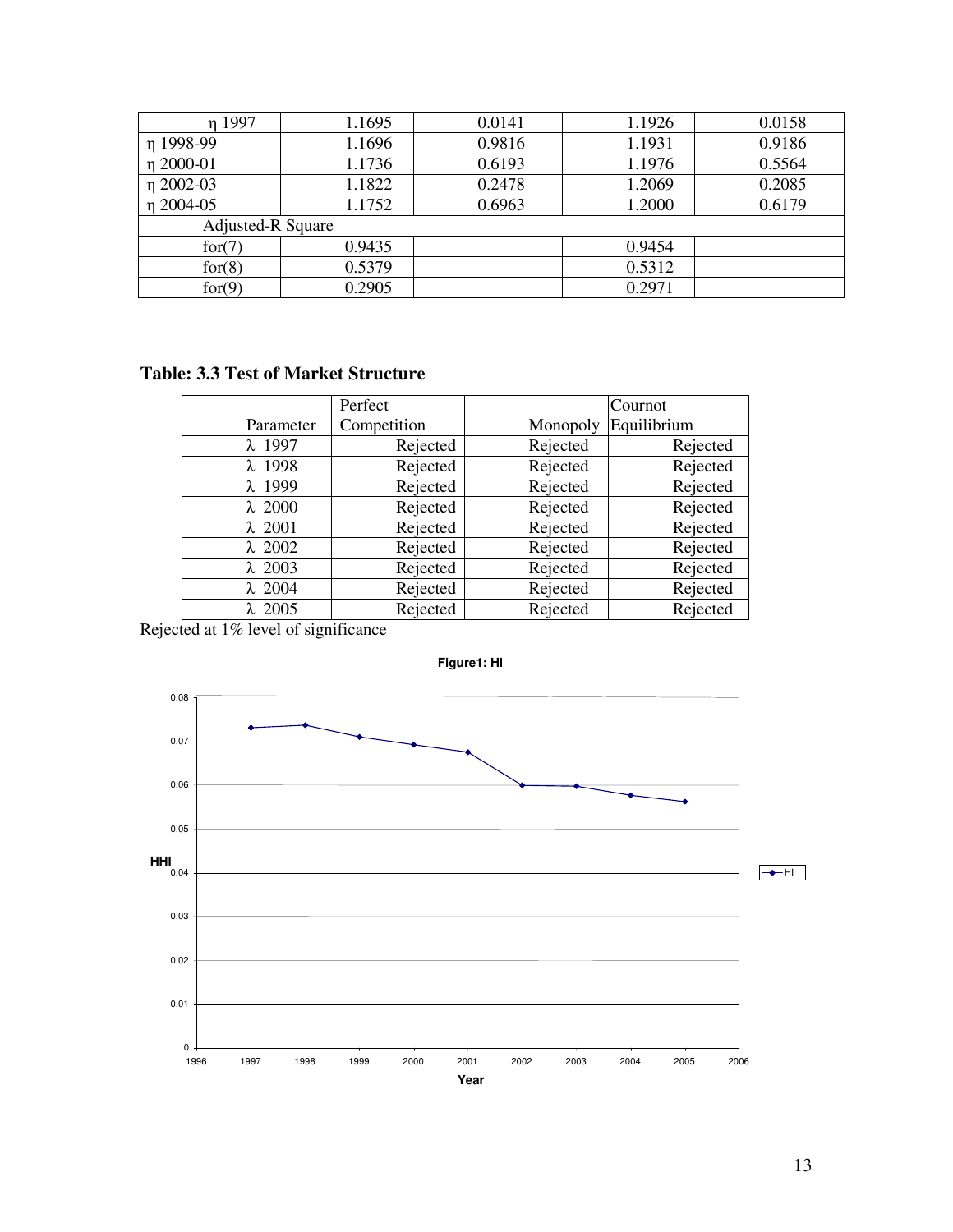| | | | | |
|---|---|---|---|---|
| $\eta$ 1997 | 1.1695 | 0.0141 | 1.1926 | 0.0158 |
| $\eta$ 1998-99 | 1.1696 | 0.9816 | 1.1931 | 0.9186 |
| $\eta$ 2000-01 | 1.1736 | 0.6193 | 1.1976 | 0.5564 |
| $\eta$ 2002-03 | 1.1822 | 0.2478 | 1.2069 | 0.2085 |
| $\eta$ 2004-05 | 1.1752 | 0.6963 | 1.2000 | 0.6179 |
| Adjusted-R Square | | | | |
| for(7) | 0.9435 | | 0.9454 | |
| for(8) | 0.5379 | | 0.5312 | |
| for(9) | 0.2905 | | 0.2971 | |

**Table: 3.3 Test of Market Structure**

| Parameter | Perfect Competition | Monopoly | Cournot Equilibrium |
|---|---|---|---|
| $\lambda$ 1997 | Rejected | Rejected | Rejected |
| $\lambda$ 1998 | Rejected | Rejected | Rejected |
| $\lambda$ 1999 | Rejected | Rejected | Rejected |
| $\lambda$ 2000 | Rejected | Rejected | Rejected |
| $\lambda$ 2001 | Rejected | Rejected | Rejected |
| $\lambda$ 2002 | Rejected | Rejected | Rejected |
| $\lambda$ 2003 | Rejected | Rejected | Rejected |
| $\lambda$ 2004 | Rejected | Rejected | Rejected |
| $\lambda$ 2005 | Rejected | Rejected | Rejected |

Rejected at 1% level of significance

**Figure1: HI**

| Year | HI |
|---|---|
| 1997 | ≈0.073 |
| 1998 | ≈0.074 |
| 1999 | ≈0.071 |
| 2000 | ≈0.069 |
| 2001 | ≈0.067 |
| 2002 | ≈0.060 |
| 2003 | ≈0.060 |
| 2004 | ≈0.058 |
| 2005 | ≈0.056 |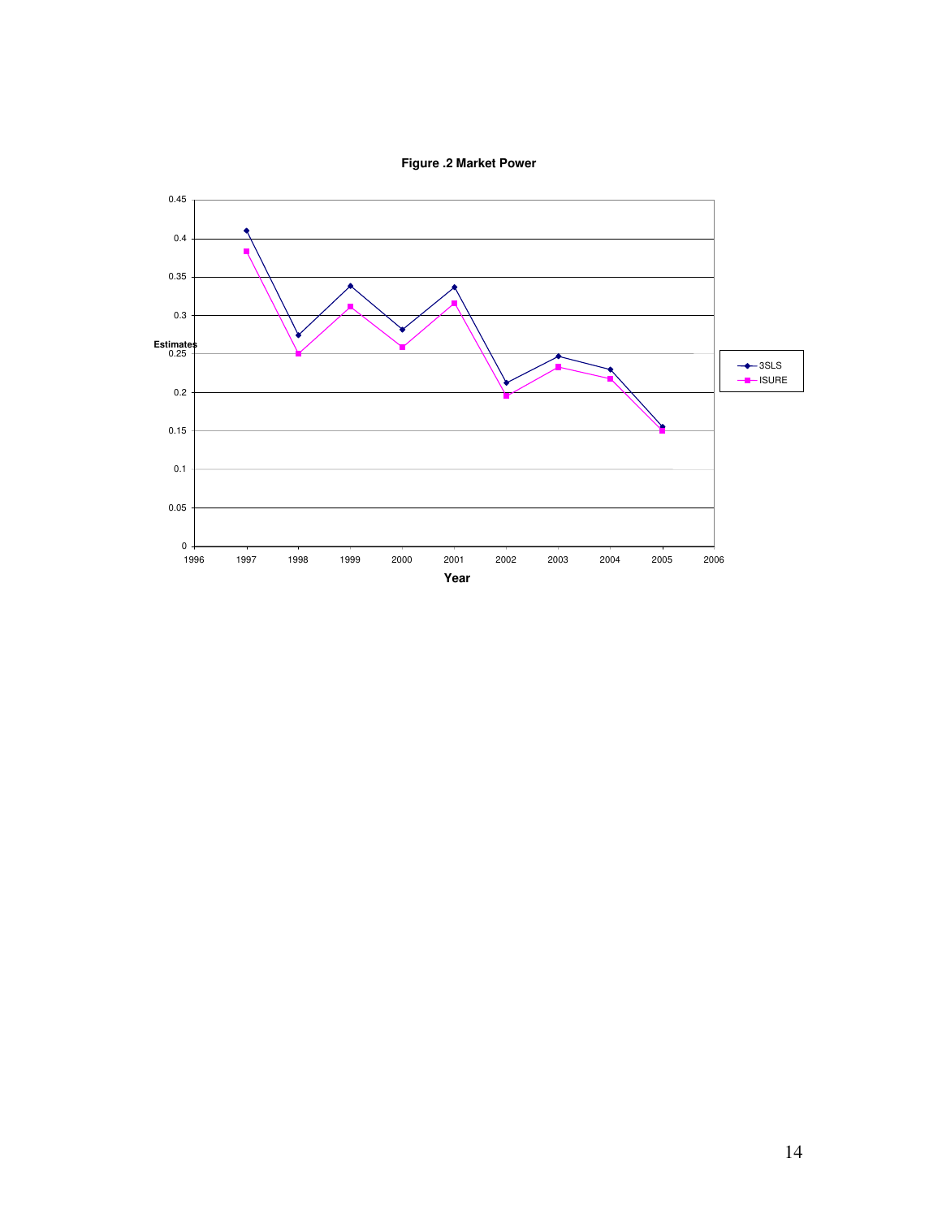**Figure .2 Market Power**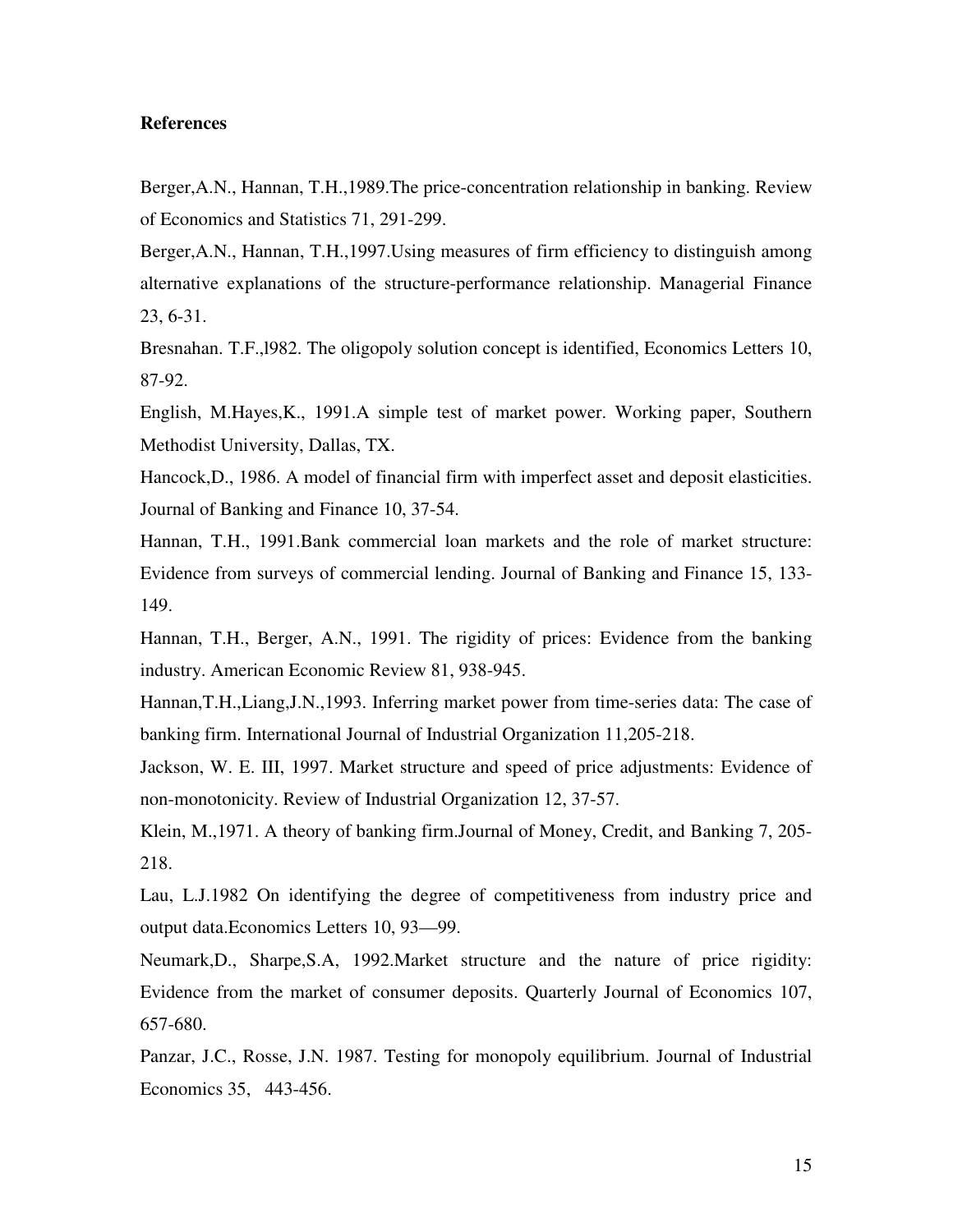**References**

Berger,A.N., Hannan, T.H.,1989.The price-concentration relationship in banking. Review of Economics and Statistics 71, 291-299.

Berger,A.N., Hannan, T.H.,1997.Using measures of firm efficiency to distinguish among alternative explanations of the structure-performance relationship. Managerial Finance 23, 6-31.

Bresnahan. T.F.,l982. The oligopoly solution concept is identified, Economics Letters 10, 87-92.

English, M.Hayes,K., 1991.A simple test of market power. Working paper, Southern Methodist University, Dallas, TX.

Hancock,D., 1986. A model of financial firm with imperfect asset and deposit elasticities. Journal of Banking and Finance 10, 37-54.

Hannan, T.H., 1991.Bank commercial loan markets and the role of market structure: Evidence from surveys of commercial lending. Journal of Banking and Finance 15, 133-149.

Hannan, T.H., Berger, A.N., 1991. The rigidity of prices: Evidence from the banking industry. American Economic Review 81, 938-945.

Hannan,T.H.,Liang,J.N.,1993. Inferring market power from time-series data: The case of banking firm. International Journal of Industrial Organization 11,205-218.

Jackson, W. E. III, 1997. Market structure and speed of price adjustments: Evidence of non-monotonicity. Review of Industrial Organization 12, 37-57.

Klein, M.,1971. A theory of banking firm.Journal of Money, Credit, and Banking 7, 205-218.

Lau, L.J.1982 On identifying the degree of competitiveness from industry price and output data.Economics Letters 10, 93—99.

Neumark,D., Sharpe,S.A, 1992.Market structure and the nature of price rigidity: Evidence from the market of consumer deposits. Quarterly Journal of Economics 107, 657-680.

Panzar, J.C., Rosse, J.N. 1987. Testing for monopoly equilibrium. Journal of Industrial Economics 35, 443-456.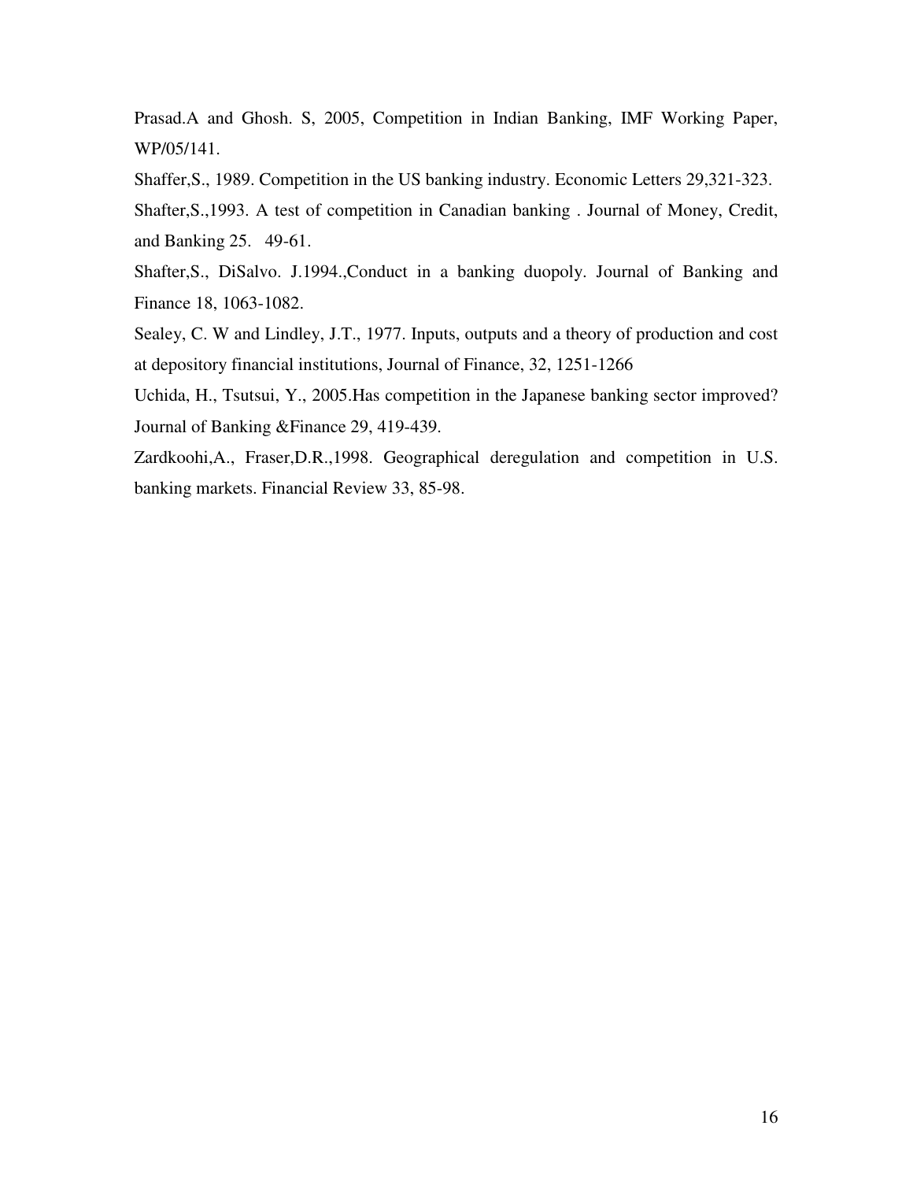Prasad.A and Ghosh. S, 2005, Competition in Indian Banking, IMF Working Paper, WP/05/141.

Shaffer,S., 1989. Competition in the US banking industry. Economic Letters 29,321-323.

Shafter,S.,1993. A test of competition in Canadian banking . Journal of Money, Credit, and Banking 25. 49-61.

Shafter,S., DiSalvo. J.1994.,Conduct in a banking duopoly. Journal of Banking and Finance 18, 1063-1082.

Sealey, C. W and Lindley, J.T., 1977. Inputs, outputs and a theory of production and cost at depository financial institutions, Journal of Finance, 32, 1251-1266

Uchida, H., Tsutsui, Y., 2005.Has competition in the Japanese banking sector improved? Journal of Banking &Finance 29, 419-439.

Zardkoohi,A., Fraser,D.R.,1998. Geographical deregulation and competition in U.S. banking markets. Financial Review 33, 85-98.